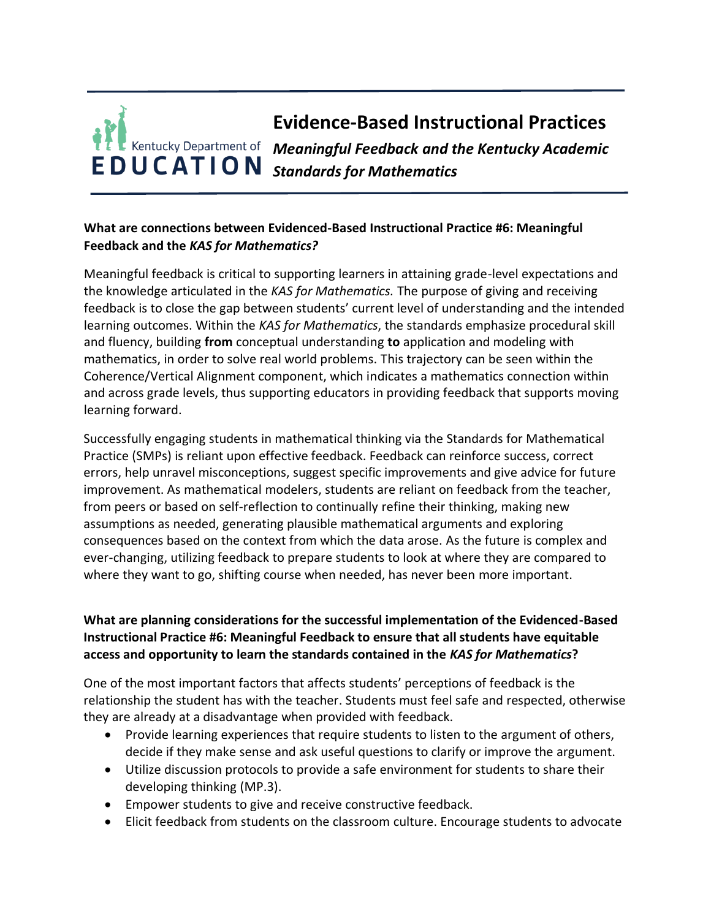# Evidence-Based Instructional Practices

## *Meaningful Feedback and the Kentucky Academic Standards for Mathematics*

**What are connections between Evidenced-Based Instructional Practice #6: Meaningful Feedback and the *KAS for Mathematics?***

Meaningful feedback is critical to supporting learners in attaining grade-level expectations and the knowledge articulated in the *KAS for Mathematics.* The purpose of giving and receiving feedback is to close the gap between students' current level of understanding and the intended learning outcomes. Within the *KAS for Mathematics*, the standards emphasize procedural skill and fluency, building **from** conceptual understanding **to** application and modeling with mathematics, in order to solve real world problems. This trajectory can be seen within the Coherence/Vertical Alignment component, which indicates a mathematics connection within and across grade levels, thus supporting educators in providing feedback that supports moving learning forward.

Successfully engaging students in mathematical thinking via the Standards for Mathematical Practice (SMPs) is reliant upon effective feedback. Feedback can reinforce success, correct errors, help unravel misconceptions, suggest specific improvements and give advice for future improvement. As mathematical modelers, students are reliant on feedback from the teacher, from peers or based on self-reflection to continually refine their thinking, making new assumptions as needed, generating plausible mathematical arguments and exploring consequences based on the context from which the data arose. As the future is complex and ever-changing, utilizing feedback to prepare students to look at where they are compared to where they want to go, shifting course when needed, has never been more important.

**What are planning considerations for the successful implementation of the Evidenced-Based Instructional Practice #6: Meaningful Feedback to ensure that all students have equitable access and opportunity to learn the standards contained in the *KAS for Mathematics*?**

One of the most important factors that affects students' perceptions of feedback is the relationship the student has with the teacher. Students must feel safe and respected, otherwise they are already at a disadvantage when provided with feedback.

- Provide learning experiences that require students to listen to the argument of others, decide if they make sense and ask useful questions to clarify or improve the argument.
- Utilize discussion protocols to provide a safe environment for students to share their developing thinking (MP.3).
- Empower students to give and receive constructive feedback.
- Elicit feedback from students on the classroom culture. Encourage students to advocate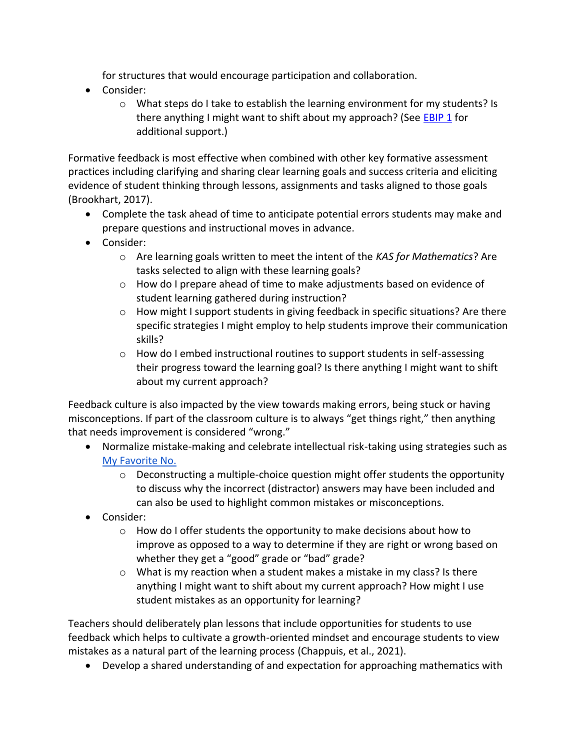for structures that would encourage participation and collaboration.

- Consider:
    - What steps do I take to establish the learning environment for my students? Is there anything I might want to shift about my approach? (See [EBIP 1]() for additional support.)

Formative feedback is most effective when combined with other key formative assessment practices including clarifying and sharing clear learning goals and success criteria and eliciting evidence of student thinking through lessons, assignments and tasks aligned to those goals (Brookhart, 2017).

- Complete the task ahead of time to anticipate potential errors students may make and prepare questions and instructional moves in advance.
- Consider:
    - Are learning goals written to meet the intent of the *KAS for Mathematics*? Are tasks selected to align with these learning goals?
    - How do I prepare ahead of time to make adjustments based on evidence of student learning gathered during instruction?
    - How might I support students in giving feedback in specific situations? Are there specific strategies I might employ to help students improve their communication skills?
    - How do I embed instructional routines to support students in self-assessing their progress toward the learning goal? Is there anything I might want to shift about my current approach?

Feedback culture is also impacted by the view towards making errors, being stuck or having misconceptions. If part of the classroom culture is to always "get things right," then anything that needs improvement is considered "wrong."

- Normalize mistake-making and celebrate intellectual risk-taking using strategies such as [My Favorite No.]()
    - Deconstructing a multiple-choice question might offer students the opportunity to discuss why the incorrect (distractor) answers may have been included and can also be used to highlight common mistakes or misconceptions.
- Consider:
    - How do I offer students the opportunity to make decisions about how to improve as opposed to a way to determine if they are right or wrong based on whether they get a "good" grade or "bad" grade?
    - What is my reaction when a student makes a mistake in my class? Is there anything I might want to shift about my current approach? How might I use student mistakes as an opportunity for learning?

Teachers should deliberately plan lessons that include opportunities for students to use feedback which helps to cultivate a growth-oriented mindset and encourage students to view mistakes as a natural part of the learning process (Chappuis, et al., 2021).

- Develop a shared understanding of and expectation for approaching mathematics with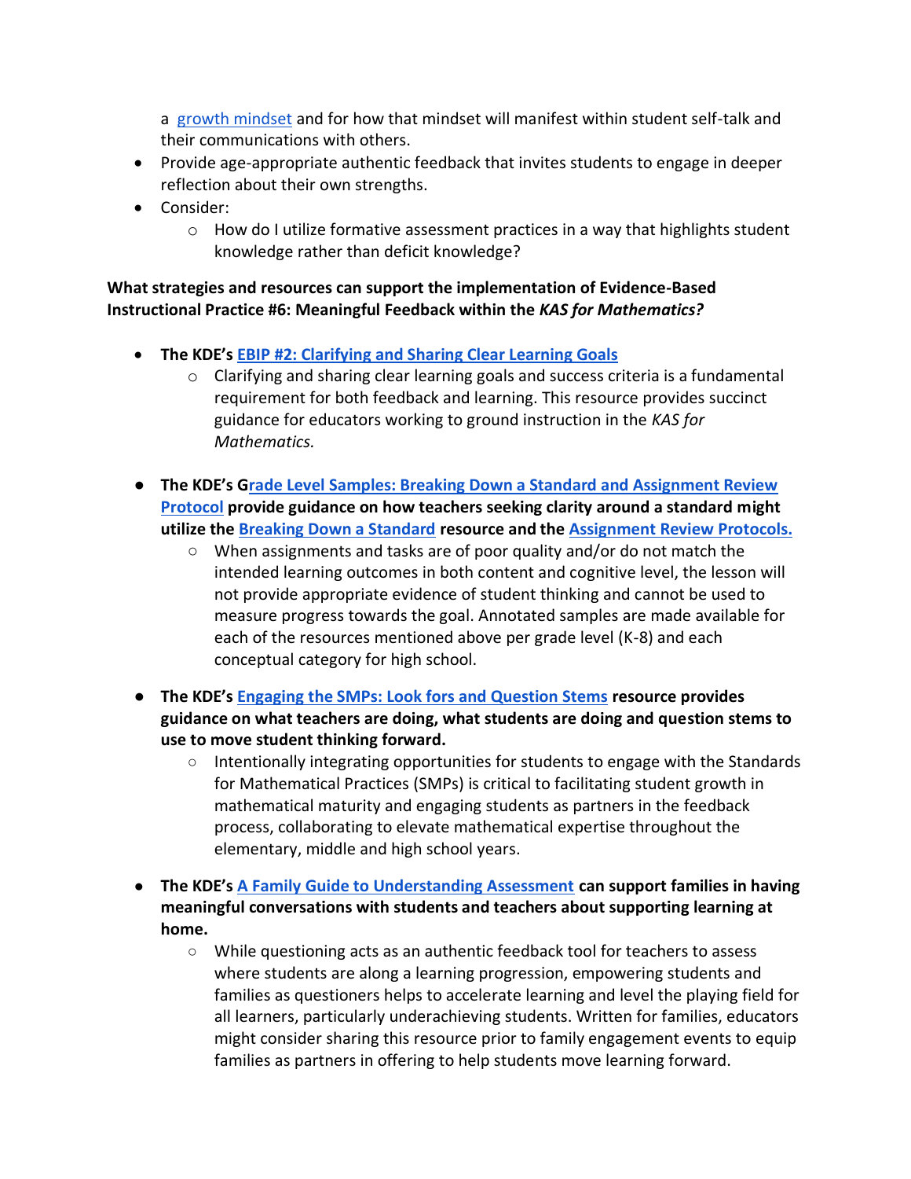a growth mindset and for how that mindset will manifest within student self-talk and their communications with others.

- Provide age-appropriate authentic feedback that invites students to engage in deeper reflection about their own strengths.
- Consider:
  - How do I utilize formative assessment practices in a way that highlights student knowledge rather than deficit knowledge?

**What strategies and resources can support the implementation of Evidence-Based Instructional Practice #6: Meaningful Feedback within the *KAS for Mathematics?***

- **The KDE's EBIP #2: Clarifying and Sharing Clear Learning Goals**
  - Clarifying and sharing clear learning goals and success criteria is a fundamental requirement for both feedback and learning. This resource provides succinct guidance for educators working to ground instruction in the *KAS for Mathematics.*

- **The KDE's Grade Level Samples: Breaking Down a Standard and Assignment Review Protocol provide guidance on how teachers seeking clarity around a standard might utilize the Breaking Down a Standard resource and the Assignment Review Protocols.**
  - When assignments and tasks are of poor quality and/or do not match the intended learning outcomes in both content and cognitive level, the lesson will not provide appropriate evidence of student thinking and cannot be used to measure progress towards the goal. Annotated samples are made available for each of the resources mentioned above per grade level (K-8) and each conceptual category for high school.

- **The KDE's Engaging the SMPs: Look fors and Question Stems resource provides guidance on what teachers are doing, what students are doing and question stems to use to move student thinking forward.**
  - Intentionally integrating opportunities for students to engage with the Standards for Mathematical Practices (SMPs) is critical to facilitating student growth in mathematical maturity and engaging students as partners in the feedback process, collaborating to elevate mathematical expertise throughout the elementary, middle and high school years.

- **The KDE's A Family Guide to Understanding Assessment can support families in having meaningful conversations with students and teachers about supporting learning at home.**
  - While questioning acts as an authentic feedback tool for teachers to assess where students are along a learning progression, empowering students and families as questioners helps to accelerate learning and level the playing field for all learners, particularly underachieving students. Written for families, educators might consider sharing this resource prior to family engagement events to equip families as partners in offering to help students move learning forward.